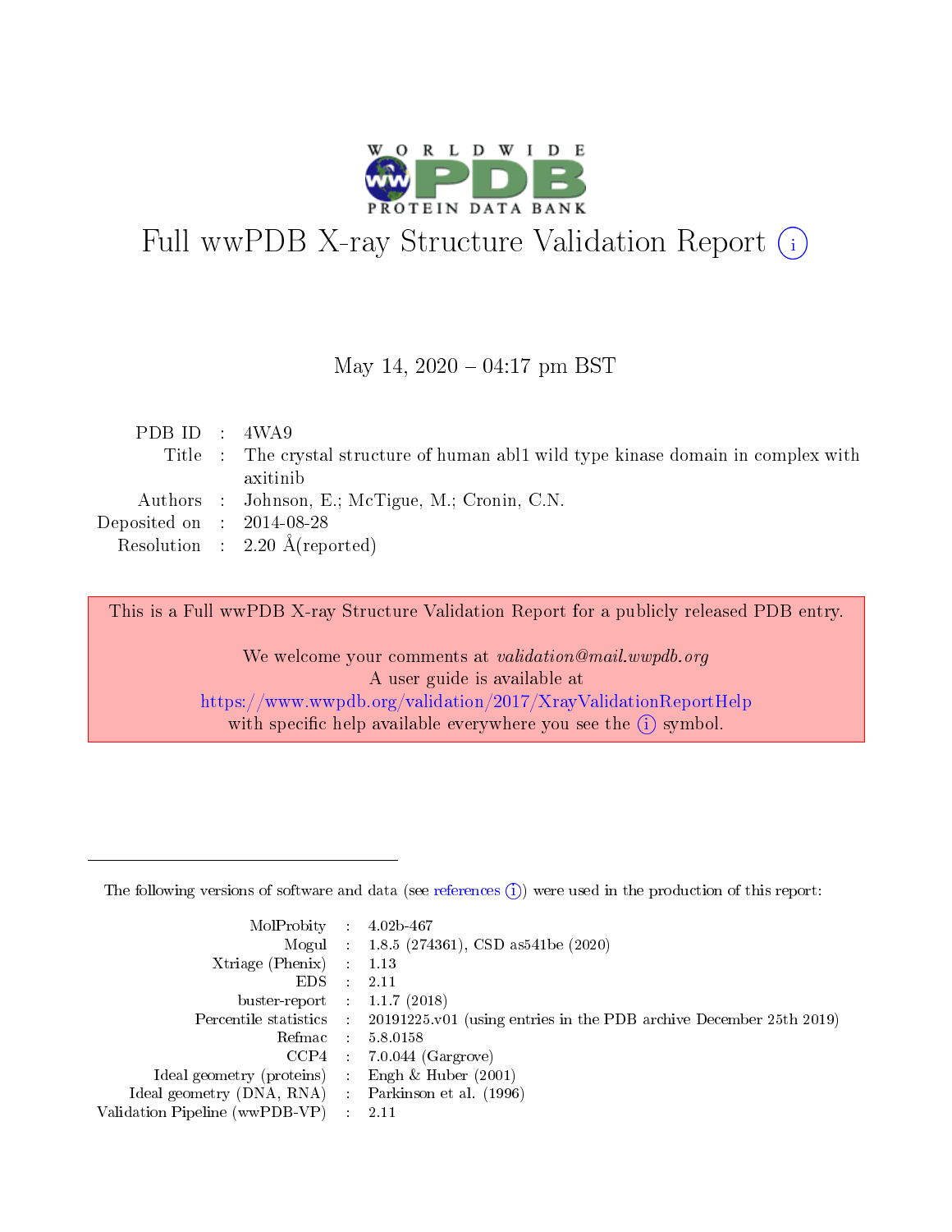# Full wwPDB X-ray Structure Validation Report (i)

May 14, 2020 – 04:17 pm BST

| | | |
|---|---|---|
| PDB ID | : | 4WA9 |
| Title | : | The crystal structure of human abl1 wild type kinase domain in complex with axitinib |
| Authors | : | Johnson, E.; McTigue, M.; Cronin, C.N. |
| Deposited on | : | 2014-08-28 |
| Resolution | : | 2.20 Å(reported) |

This is a Full wwPDB X-ray Structure Validation Report for a publicly released PDB entry.

We welcome your comments at *validation@mail.wwpdb.org*
A user guide is available at
https://www.wwpdb.org/validation/2017/XrayValidationReportHelp
with specific help available everywhere you see the (i) symbol.

---

The following versions of software and data (see references (i)) were used in the production of this report:

| | | |
|---|---|---|
| MolProbity | : | 4.02b-467 |
| Mogul | : | 1.8.5 (274361), CSD as541be (2020) |
| Xtriage (Phenix) | : | 1.13 |
| EDS | : | 2.11 |
| buster-report | : | 1.1.7 (2018) |
| Percentile statistics | : | 20191225.v01 (using entries in the PDB archive December 25th 2019) |
| Refmac | : | 5.8.0158 |
| CCP4 | : | 7.0.044 (Gargrove) |
| Ideal geometry (proteins) | : | Engh & Huber (2001) |
| Ideal geometry (DNA, RNA) | : | Parkinson et al. (1996) |
| Validation Pipeline (wwPDB-VP) | : | 2.11 |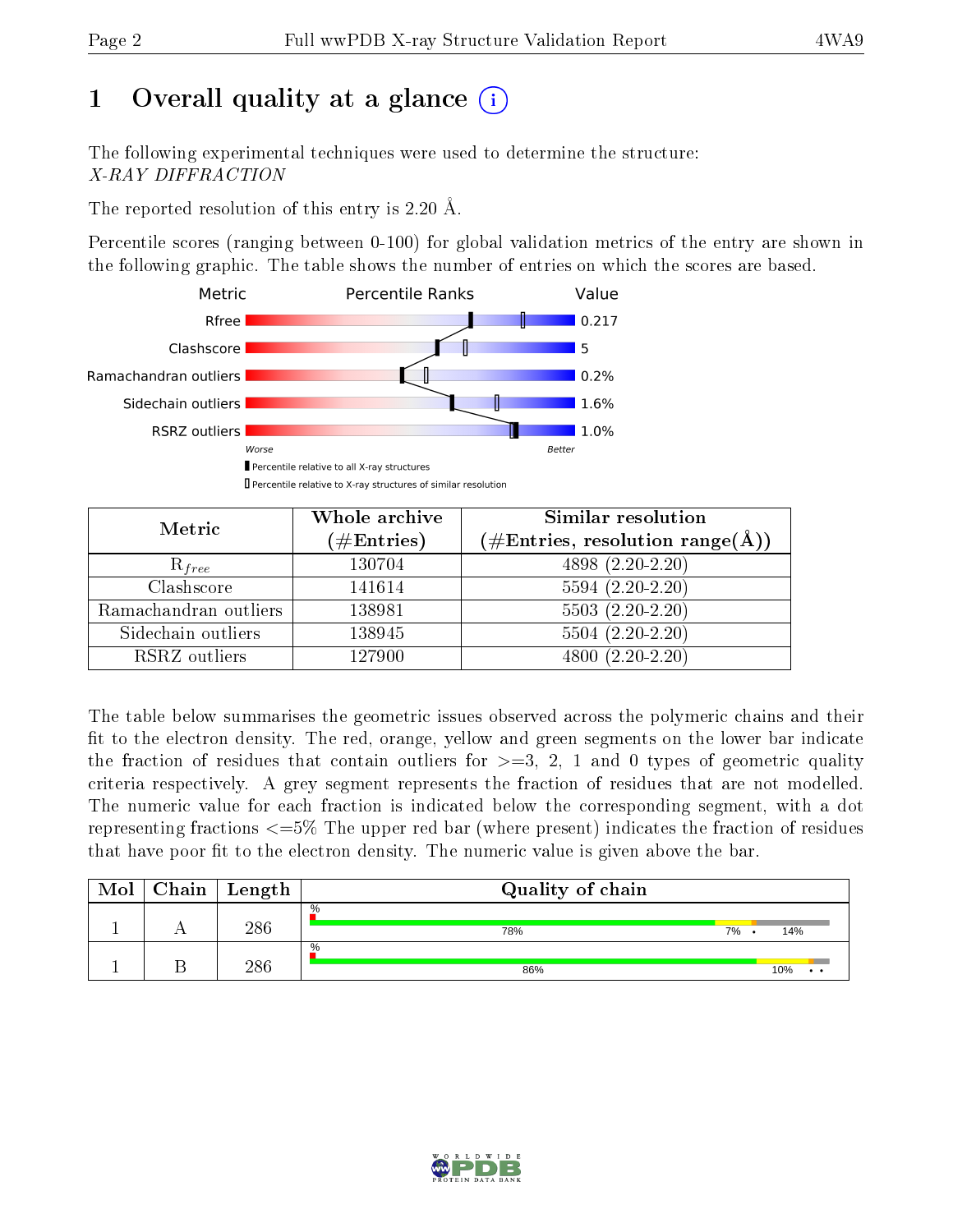# 1 Overall quality at a glance (i)

The following experimental techniques were used to determine the structure:
*X-RAY DIFFRACTION*

The reported resolution of this entry is 2.20 Å.

Percentile scores (ranging between 0-100) for global validation metrics of the entry are shown in the following graphic. The table shows the number of entries on which the scores are based.

| Metric | Value |
|---|---|
| Rfree | 0.217 |
| Clashscore | 5 |
| Ramachandran outliers | 0.2% |
| Sidechain outliers | 1.6% |
| RSRZ outliers | 1.0% |

Worse — Better

▮ Percentile relative to all X-ray structures
▯ Percentile relative to X-ray structures of similar resolution

| Metric | Whole archive (#Entries) | Similar resolution (#Entries, resolution range(Å)) |
|---|---|---|
| $R_{free}$ | 130704 | 4898 (2.20-2.20) |
| Clashscore | 141614 | 5594 (2.20-2.20) |
| Ramachandran outliers | 138981 | 5503 (2.20-2.20) |
| Sidechain outliers | 138945 | 5504 (2.20-2.20) |
| RSRZ outliers | 127900 | 4800 (2.20-2.20) |

The table below summarises the geometric issues observed across the polymeric chains and their fit to the electron density. The red, orange, yellow and green segments on the lower bar indicate the fraction of residues that contain outliers for >=3, 2, 1 and 0 types of geometric quality criteria respectively. A grey segment represents the fraction of residues that are not modelled. The numeric value for each fraction is indicated below the corresponding segment, with a dot representing fractions <=5% The upper red bar (where present) indicates the fraction of residues that have poor fit to the electron density. The numeric value is given above the bar.

| Mol | Chain | Length | Quality of chain |
|---|---|---|---|
| 1 | A | 286 | % ; 78% ; 7% ; • ; 14% |
| 1 | B | 286 | % ; 86% ; 10% ; • • |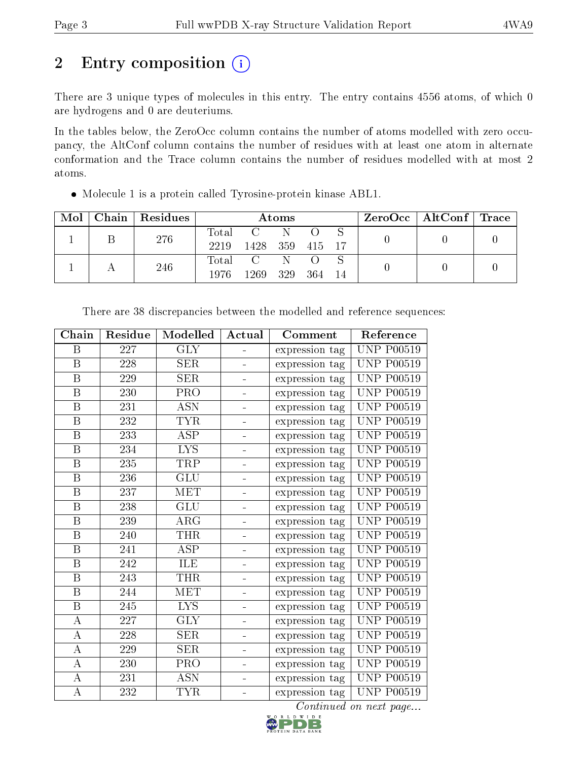# 2 Entry composition

There are 3 unique types of molecules in this entry. The entry contains 4556 atoms, of which 0 are hydrogens and 0 are deuteriums.

In the tables below, the ZeroOcc column contains the number of atoms modelled with zero occupancy, the AltConf column contains the number of residues with at least one atom in alternate conformation and the Trace column contains the number of residues modelled with at most 2 atoms.

- Molecule 1 is a protein called Tyrosine-protein kinase ABL1.

| Mol | Chain | Residues | Atoms | | | | | ZeroOcc | AltConf | Trace |
|---|---|---|---|---|---|---|---|---|---|---|
| 1 | B | 276 | Total 2219 | C 1428 | N 359 | O 415 | S 17 | 0 | 0 | 0 |
| 1 | A | 246 | Total 1976 | C 1269 | N 329 | O 364 | S 14 | 0 | 0 | 0 |

There are 38 discrepancies between the modelled and reference sequences:

| Chain | Residue | Modelled | Actual | Comment | Reference |
|---|---|---|---|---|---|
| B | 227 | GLY | - | expression tag | UNP P00519 |
| B | 228 | SER | - | expression tag | UNP P00519 |
| B | 229 | SER | - | expression tag | UNP P00519 |
| B | 230 | PRO | - | expression tag | UNP P00519 |
| B | 231 | ASN | - | expression tag | UNP P00519 |
| B | 232 | TYR | - | expression tag | UNP P00519 |
| B | 233 | ASP | - | expression tag | UNP P00519 |
| B | 234 | LYS | - | expression tag | UNP P00519 |
| B | 235 | TRP | - | expression tag | UNP P00519 |
| B | 236 | GLU | - | expression tag | UNP P00519 |
| B | 237 | MET | - | expression tag | UNP P00519 |
| B | 238 | GLU | - | expression tag | UNP P00519 |
| B | 239 | ARG | - | expression tag | UNP P00519 |
| B | 240 | THR | - | expression tag | UNP P00519 |
| B | 241 | ASP | - | expression tag | UNP P00519 |
| B | 242 | ILE | - | expression tag | UNP P00519 |
| B | 243 | THR | - | expression tag | UNP P00519 |
| B | 244 | MET | - | expression tag | UNP P00519 |
| B | 245 | LYS | - | expression tag | UNP P00519 |
| A | 227 | GLY | - | expression tag | UNP P00519 |
| A | 228 | SER | - | expression tag | UNP P00519 |
| A | 229 | SER | - | expression tag | UNP P00519 |
| A | 230 | PRO | - | expression tag | UNP P00519 |
| A | 231 | ASN | - | expression tag | UNP P00519 |
| A | 232 | TYR | - | expression tag | UNP P00519 |

*Continued on next page...*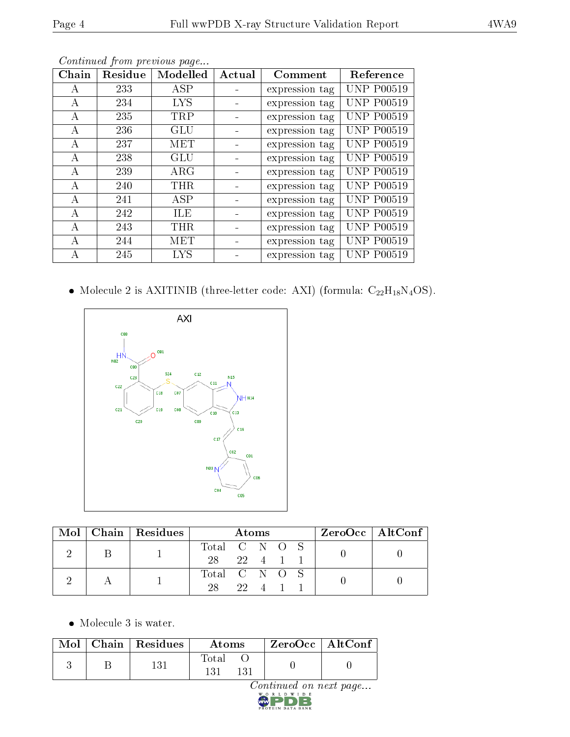*Continued from previous page...*

| Chain | Residue | Modelled | Actual | Comment | Reference |
|---|---|---|---|---|---|
| A | 233 | ASP | - | expression tag | UNP P00519 |
| A | 234 | LYS | - | expression tag | UNP P00519 |
| A | 235 | TRP | - | expression tag | UNP P00519 |
| A | 236 | GLU | - | expression tag | UNP P00519 |
| A | 237 | MET | - | expression tag | UNP P00519 |
| A | 238 | GLU | - | expression tag | UNP P00519 |
| A | 239 | ARG | - | expression tag | UNP P00519 |
| A | 240 | THR | - | expression tag | UNP P00519 |
| A | 241 | ASP | - | expression tag | UNP P00519 |
| A | 242 | ILE | - | expression tag | UNP P00519 |
| A | 243 | THR | - | expression tag | UNP P00519 |
| A | 244 | MET | - | expression tag | UNP P00519 |
| A | 245 | LYS | - | expression tag | UNP P00519 |

- Molecule 2 is AXITINIB (three-letter code: AXI) (formula: $C_{22}H_{18}N_4OS$).

| Mol | Chain | Residues | Atoms | ZeroOcc | AltConf |
|---|---|---|---|---|---|
| 2 | B | 1 | Total C N O S<br>28 22 4 1 1 | 0 | 0 |
| 2 | A | 1 | Total C N O S<br>28 22 4 1 1 | 0 | 0 |

- Molecule 3 is water.

| Mol | Chain | Residues | Atoms | ZeroOcc | AltConf |
|---|---|---|---|---|---|
| 3 | B | 131 | Total O<br>131 131 | 0 | 0 |

*Continued on next page...*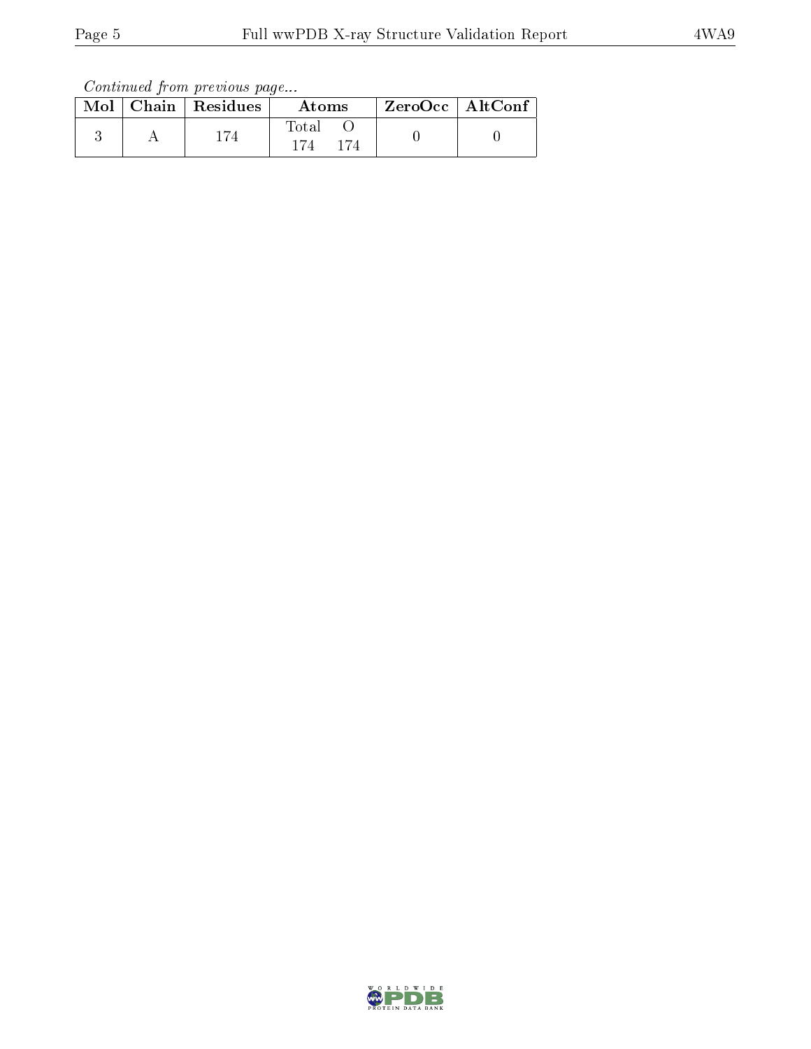*Continued from previous page...*

| Mol | Chain | Residues | Atoms | | ZeroOcc | AltConf |
|---|---|---|---|---|---|---|
| | | | Total | O | | |
| 3 | A | 174 | 174 | 174 | 0 | 0 |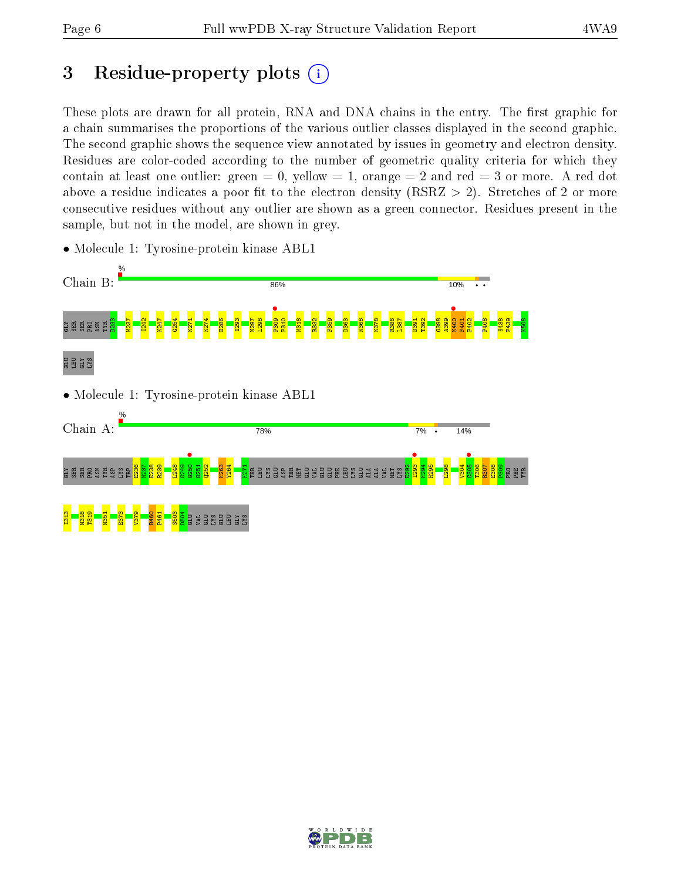# 3 Residue-property plots

These plots are drawn for all protein, RNA and DNA chains in the entry. The first graphic for a chain summarises the proportions of the various outlier classes displayed in the second graphic. The second graphic shows the sequence view annotated by issues in geometry and electron density. Residues are color-coded according to the number of geometric quality criteria for which they contain at least one outlier: green = 0, yellow = 1, orange = 2 and red = 3 or more. A red dot above a residue indicates a poor fit to the electron density (RSRZ > 2). Stretches of 2 or more consecutive residues without any outlier are shown as a green connector. Residues present in the sample, but not in the model, are shown in grey.

- Molecule 1: Tyrosine-protein kinase ABL1

Chain B: 86% 10% • •

GLY SER SER PRO ASN TYR D233 M237 I242 K247 G254 K271 K274 E286 I293 N297 L298 P309 P310 M318 R332 F359 D363 N368 K378 R386 L387 D391 T392 G398 A399 K400 F401 P402 P408 S438 P439 K508 GLU LEU GLY LYS

- Molecule 1: Tyrosine-protein kinase ABL1

Chain A: 78% 7% • 14%

GLY SER SER PRO ASN TYR ASP LYS TRP E236 M237 E238 R239 L248 G249 G250 G251 Q252 K263 Y264 K271 THR LEU LYS GLU ASP THR MET GLU VAL GLU GLU PHE LEU LYS GLU ALA ALA VAL MET LYS E292 I293 K294 H295 L298 V304 C305 T306 R307 E308 P309 PRO PHE TYR I313 M318 T319 M351 E373 V379 R460 P461 S503 D504 GLU VAL GLU LYS GLU LEU GLY LYS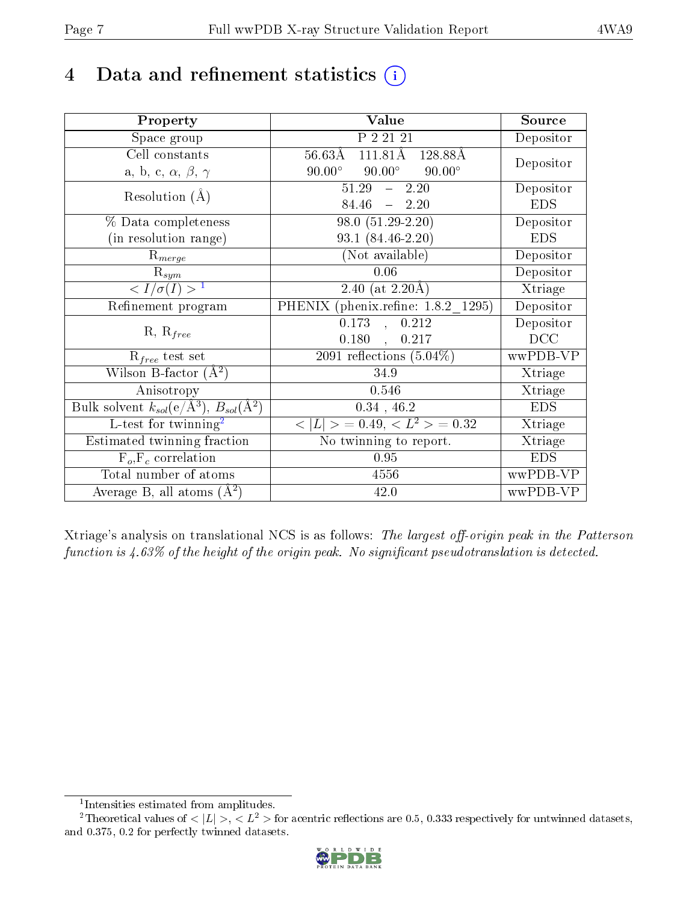# 4 Data and refinement statistics (i)

| Property | Value | Source |
|---|---|---|
| Space group | P 2 21 21 | Depositor |
| Cell constants<br>a, b, c, $\alpha$, $\beta$, $\gamma$ | 56.63Å 111.81Å 128.88Å<br>90.00° 90.00° 90.00° | Depositor |
| Resolution (Å) | 51.29 – 2.20<br>84.46 – 2.20 | Depositor<br>EDS |
| % Data completeness<br>(in resolution range) | 98.0 (51.29-2.20)<br>93.1 (84.46-2.20) | Depositor<br>EDS |
| $R_{merge}$ | (Not available) | Depositor |
| $R_{sym}$ | 0.06 | Depositor |
| $< I/\sigma(I) >$ [1] | 2.40 (at 2.20Å) | Xtriage |
| Refinement program | PHENIX (phenix.refine: 1.8.2_1295) | Depositor |
| R, $R_{free}$ | 0.173 , 0.212<br>0.180 , 0.217 | Depositor<br>DCC |
| $R_{free}$ test set | 2091 reflections (5.04%) | wwPDB-VP |
| Wilson B-factor (Å$^2$) | 34.9 | Xtriage |
| Anisotropy | 0.546 | Xtriage |
| Bulk solvent $k_{sol}$(e/Å$^3$), $B_{sol}$(Å$^2$) | 0.34 , 46.2 | EDS |
| L-test for twinning[2] | $< \|L\| >$ = 0.49, $< L^2 >$ = 0.32 | Xtriage |
| Estimated twinning fraction | No twinning to report. | Xtriage |
| $F_o$,$F_c$ correlation | 0.95 | EDS |
| Total number of atoms | 4556 | wwPDB-VP |
| Average B, all atoms (Å$^2$) | 42.0 | wwPDB-VP |

Xtriage's analysis on translational NCS is as follows: *The largest off-origin peak in the Patterson function is 4.63% of the height of the origin peak. No significant pseudotranslation is detected.*

[1] Intensities estimated from amplitudes.

[2] Theoretical values of $< |L| >$, $< L^2 >$ for acentric reflections are 0.5, 0.333 respectively for untwinned datasets, and 0.375, 0.2 for perfectly twinned datasets.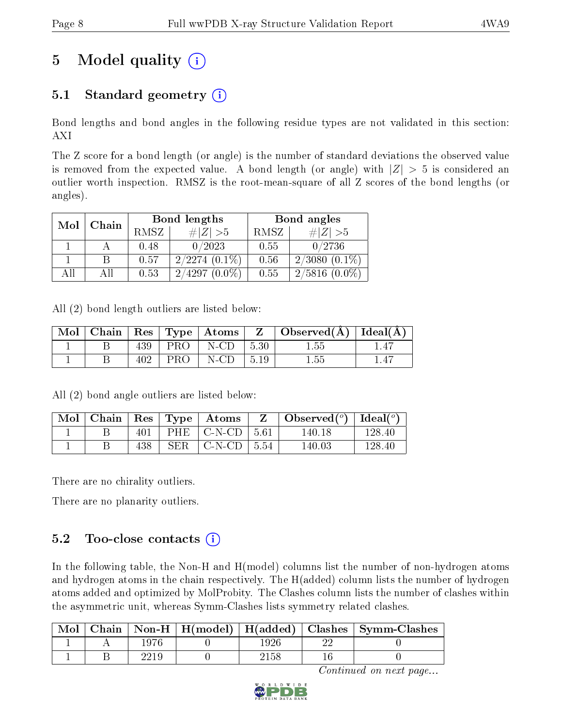# 5 Model quality (i)

## 5.1 Standard geometry (i)

Bond lengths and bond angles in the following residue types are not validated in this section: AXI

The Z score for a bond length (or angle) is the number of standard deviations the observed value is removed from the expected value. A bond length (or angle) with $|Z| > 5$ is considered an outlier worth inspection. RMSZ is the root-mean-square of all Z scores of the bond lengths (or angles).

| Mol | Chain | Bond lengths | | Bond angles | |
|---|---|---|---|---|---|
| | | RMSZ | #$\|Z\|$ >5 | RMSZ | #$\|Z\|$ >5 |
| 1 | A | 0.48 | 0/2023 | 0.55 | 0/2736 |
| 1 | B | 0.57 | 2/2274 (0.1%) | 0.56 | 2/3080 (0.1%) |
| All | All | 0.53 | 2/4297 (0.0%) | 0.55 | 2/5816 (0.0%) |

All (2) bond length outliers are listed below:

| Mol | Chain | Res | Type | Atoms | Z | Observed(Å) | Ideal(Å) |
|---|---|---|---|---|---|---|---|
| 1 | B | 439 | PRO | N-CD | 5.30 | 1.55 | 1.47 |
| 1 | B | 402 | PRO | N-CD | 5.19 | 1.55 | 1.47 |

All (2) bond angle outliers are listed below:

| Mol | Chain | Res | Type | Atoms | Z | Observed($^o$) | Ideal($^o$) |
|---|---|---|---|---|---|---|---|
| 1 | B | 401 | PHE | C-N-CD | 5.61 | 140.18 | 128.40 |
| 1 | B | 438 | SER | C-N-CD | 5.54 | 140.03 | 128.40 |

There are no chirality outliers.

There are no planarity outliers.

## 5.2 Too-close contacts (i)

In the following table, the Non-H and H(model) columns list the number of non-hydrogen atoms and hydrogen atoms in the chain respectively. The H(added) column lists the number of hydrogen atoms added and optimized by MolProbity. The Clashes column lists the number of clashes within the asymmetric unit, whereas Symm-Clashes lists symmetry related clashes.

| Mol | Chain | Non-H | H(model) | H(added) | Clashes | Symm-Clashes |
|---|---|---|---|---|---|---|
| 1 | A | 1976 | 0 | 1926 | 22 | 0 |
| 1 | B | 2219 | 0 | 2158 | 16 | 0 |

*Continued on next page...*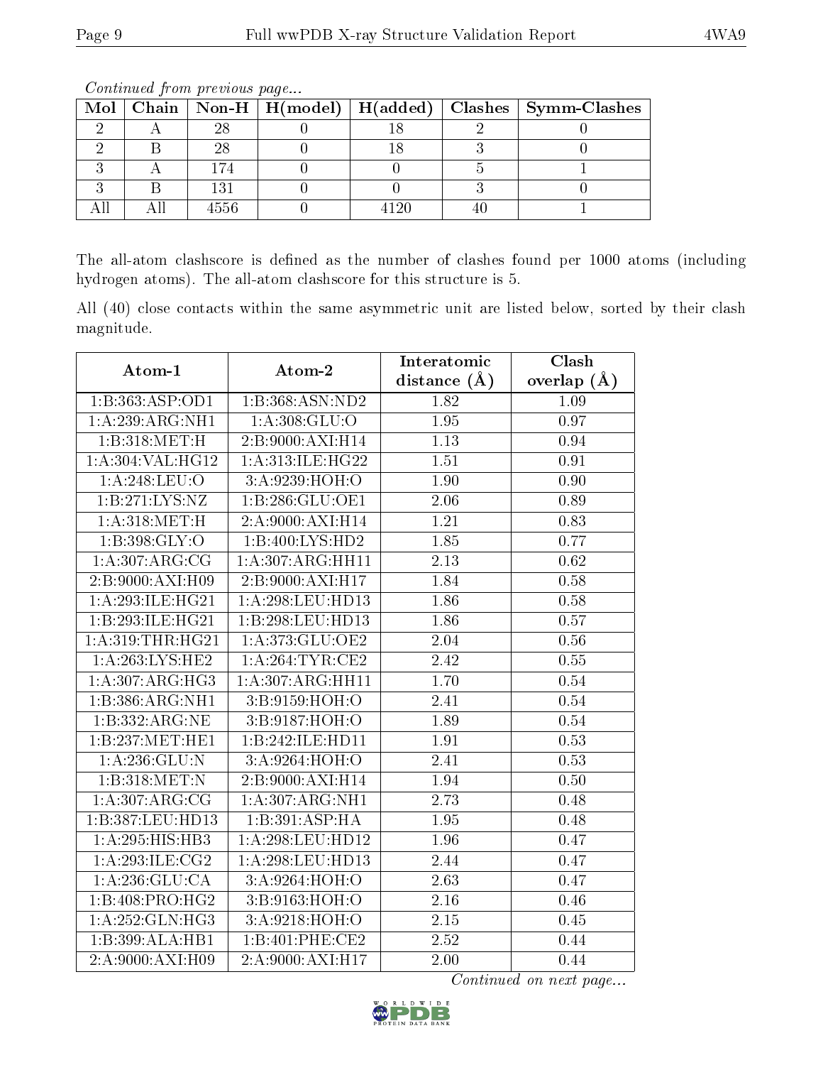*Continued from previous page...*

| Mol | Chain | Non-H | H(model) | H(added) | Clashes | Symm-Clashes |
|---|---|---|---|---|---|---|
| 2 | A | 28 | 0 | 18 | 2 | 0 |
| 2 | B | 28 | 0 | 18 | 3 | 0 |
| 3 | A | 174 | 0 | 0 | 5 | 1 |
| 3 | B | 131 | 0 | 0 | 3 | 0 |
| All | All | 4556 | 0 | 4120 | 40 | 1 |

The all-atom clashscore is defined as the number of clashes found per 1000 atoms (including hydrogen atoms). The all-atom clashscore for this structure is 5.

All (40) close contacts within the same asymmetric unit are listed below, sorted by their clash magnitude.

| Atom-1 | Atom-2 | Interatomic distance (Å) | Clash overlap (Å) |
|---|---|---|---|
| 1:B:363:ASP:OD1 | 1:B:368:ASN:ND2 | 1.82 | 1.09 |
| 1:A:239:ARG:NH1 | 1:A:308:GLU:O | 1.95 | 0.97 |
| 1:B:318:MET:H | 2:B:9000:AXI:H14 | 1.13 | 0.94 |
| 1:A:304:VAL:HG12 | 1:A:313:ILE:HG22 | 1.51 | 0.91 |
| 1:A:248:LEU:O | 3:A:9239:HOH:O | 1.90 | 0.90 |
| 1:B:271:LYS:NZ | 1:B:286:GLU:OE1 | 2.06 | 0.89 |
| 1:A:318:MET:H | 2:A:9000:AXI:H14 | 1.21 | 0.83 |
| 1:B:398:GLY:O | 1:B:400:LYS:HD2 | 1.85 | 0.77 |
| 1:A:307:ARG:CG | 1:A:307:ARG:HH11 | 2.13 | 0.62 |
| 2:B:9000:AXI:H09 | 2:B:9000:AXI:H17 | 1.84 | 0.58 |
| 1:A:293:ILE:HG21 | 1:A:298:LEU:HD13 | 1.86 | 0.58 |
| 1:B:293:ILE:HG21 | 1:B:298:LEU:HD13 | 1.86 | 0.57 |
| 1:A:319:THR:HG21 | 1:A:373:GLU:OE2 | 2.04 | 0.56 |
| 1:A:263:LYS:HE2 | 1:A:264:TYR:CE2 | 2.42 | 0.55 |
| 1:A:307:ARG:HG3 | 1:A:307:ARG:HH11 | 1.70 | 0.54 |
| 1:B:386:ARG:NH1 | 3:B:9159:HOH:O | 2.41 | 0.54 |
| 1:B:332:ARG:NE | 3:B:9187:HOH:O | 1.89 | 0.54 |
| 1:B:237:MET:HE1 | 1:B:242:ILE:HD11 | 1.91 | 0.53 |
| 1:A:236:GLU:N | 3:A:9264:HOH:O | 2.41 | 0.53 |
| 1:B:318:MET:N | 2:B:9000:AXI:H14 | 1.94 | 0.50 |
| 1:A:307:ARG:CG | 1:A:307:ARG:NH1 | 2.73 | 0.48 |
| 1:B:387:LEU:HD13 | 1:B:391:ASP:HA | 1.95 | 0.48 |
| 1:A:295:HIS:HB3 | 1:A:298:LEU:HD12 | 1.96 | 0.47 |
| 1:A:293:ILE:CG2 | 1:A:298:LEU:HD13 | 2.44 | 0.47 |
| 1:A:236:GLU:CA | 3:A:9264:HOH:O | 2.63 | 0.47 |
| 1:B:408:PRO:HG2 | 3:B:9163:HOH:O | 2.16 | 0.46 |
| 1:A:252:GLN:HG3 | 3:A:9218:HOH:O | 2.15 | 0.45 |
| 1:B:399:ALA:HB1 | 1:B:401:PHE:CE2 | 2.52 | 0.44 |
| 2:A:9000:AXI:H09 | 2:A:9000:AXI:H17 | 2.00 | 0.44 |

*Continued on next page...*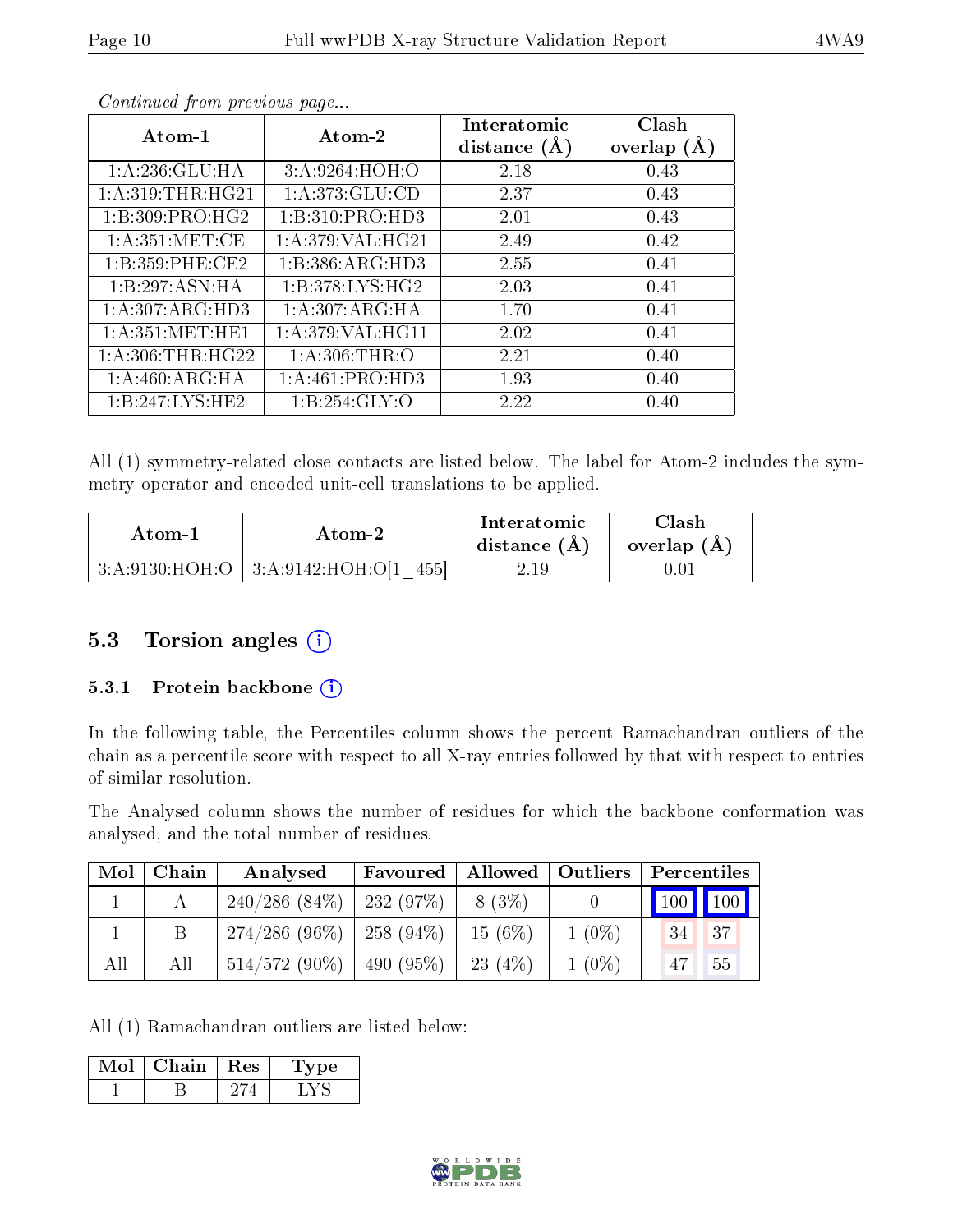*Continued from previous page...*

| Atom-1 | Atom-2 | Interatomic distance (Å) | Clash overlap (Å) |
|---|---|---|---|
| 1:A:236:GLU:HA | 3:A:9264:HOH:O | 2.18 | 0.43 |
| 1:A:319:THR:HG21 | 1:A:373:GLU:CD | 2.37 | 0.43 |
| 1:B:309:PRO:HG2 | 1:B:310:PRO:HD3 | 2.01 | 0.43 |
| 1:A:351:MET:CE | 1:A:379:VAL:HG21 | 2.49 | 0.42 |
| 1:B:359:PHE:CE2 | 1:B:386:ARG:HD3 | 2.55 | 0.41 |
| 1:B:297:ASN:HA | 1:B:378:LYS:HG2 | 2.03 | 0.41 |
| 1:A:307:ARG:HD3 | 1:A:307:ARG:HA | 1.70 | 0.41 |
| 1:A:351:MET:HE1 | 1:A:379:VAL:HG11 | 2.02 | 0.41 |
| 1:A:306:THR:HG22 | 1:A:306:THR:O | 2.21 | 0.40 |
| 1:A:460:ARG:HA | 1:A:461:PRO:HD3 | 1.93 | 0.40 |
| 1:B:247:LYS:HE2 | 1:B:254:GLY:O | 2.22 | 0.40 |

All (1) symmetry-related close contacts are listed below. The label for Atom-2 includes the symmetry operator and encoded unit-cell translations to be applied.

| Atom-1 | Atom-2 | Interatomic distance (Å) | Clash overlap (Å) |
|---|---|---|---|
| 3:A:9130:HOH:O | 3:A:9142:HOH:O[1_455] | 2.19 | 0.01 |

## 5.3 Torsion angles

### 5.3.1 Protein backbone

In the following table, the Percentiles column shows the percent Ramachandran outliers of the chain as a percentile score with respect to all X-ray entries followed by that with respect to entries of similar resolution.

The Analysed column shows the number of residues for which the backbone conformation was analysed, and the total number of residues.

| Mol | Chain | Analysed | Favoured | Allowed | Outliers | Percentiles | |
|---|---|---|---|---|---|---|---|
| 1 | A | 240/286 (84%) | 232 (97%) | 8 (3%) | 0 | 100 | 100 |
| 1 | B | 274/286 (96%) | 258 (94%) | 15 (6%) | 1 (0%) | 34 | 37 |
| All | All | 514/572 (90%) | 490 (95%) | 23 (4%) | 1 (0%) | 47 | 55 |

All (1) Ramachandran outliers are listed below:

| Mol | Chain | Res | Type |
|---|---|---|---|
| 1 | B | 274 | LYS |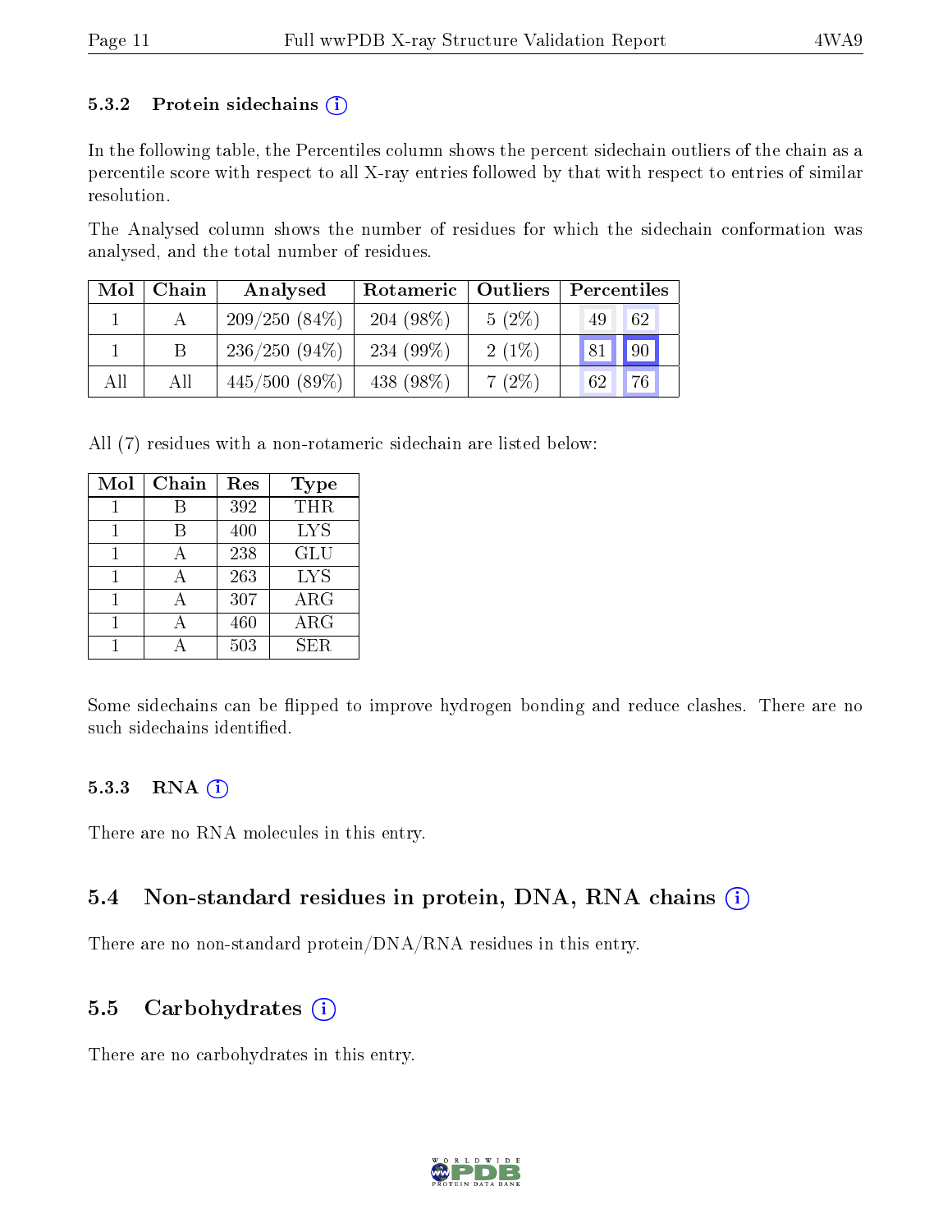### 5.3.2 Protein sidechains

In the following table, the Percentiles column shows the percent sidechain outliers of the chain as a percentile score with respect to all X-ray entries followed by that with respect to entries of similar resolution.

The Analysed column shows the number of residues for which the sidechain conformation was analysed, and the total number of residues.

| Mol | Chain | Analysed | Rotameric | Outliers | Percentiles | |
|---|---|---|---|---|---|---|
| 1 | A | 209/250 (84%) | 204 (98%) | 5 (2%) | 49 | 62 |
| 1 | B | 236/250 (94%) | 234 (99%) | 2 (1%) | 81 | 90 |
| All | All | 445/500 (89%) | 438 (98%) | 7 (2%) | 62 | 76 |

All (7) residues with a non-rotameric sidechain are listed below:

| Mol | Chain | Res | Type |
|---|---|---|---|
| 1 | B | 392 | THR |
| 1 | B | 400 | LYS |
| 1 | A | 238 | GLU |
| 1 | A | 263 | LYS |
| 1 | A | 307 | ARG |
| 1 | A | 460 | ARG |
| 1 | A | 503 | SER |

Some sidechains can be flipped to improve hydrogen bonding and reduce clashes. There are no such sidechains identified.

### 5.3.3 RNA

There are no RNA molecules in this entry.

## 5.4 Non-standard residues in protein, DNA, RNA chains

There are no non-standard protein/DNA/RNA residues in this entry.

## 5.5 Carbohydrates

There are no carbohydrates in this entry.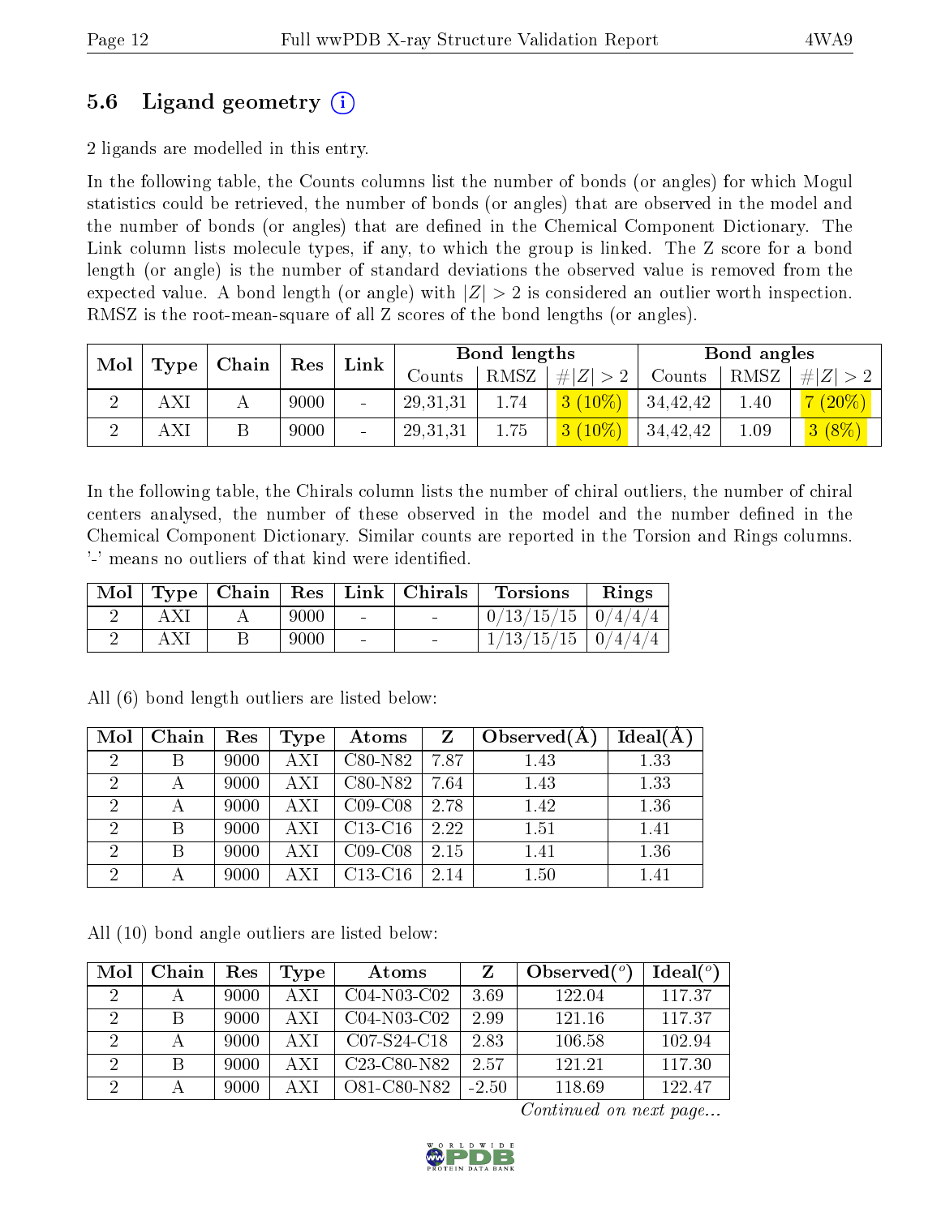## 5.6 Ligand geometry (i)

2 ligands are modelled in this entry.

In the following table, the Counts columns list the number of bonds (or angles) for which Mogul statistics could be retrieved, the number of bonds (or angles) that are observed in the model and the number of bonds (or angles) that are defined in the Chemical Component Dictionary. The Link column lists molecule types, if any, to which the group is linked. The Z score for a bond length (or angle) is the number of standard deviations the observed value is removed from the expected value. A bond length (or angle) with $|Z| > 2$ is considered an outlier worth inspection. RMSZ is the root-mean-square of all Z scores of the bond lengths (or angles).

| Mol | Type | Chain | Res | Link | Bond lengths | | | Bond angles | | |
|---|---|---|---|---|---|---|---|---|---|---|
| | | | | | Counts | RMSZ | $\#\|Z\| > 2$ | Counts | RMSZ | $\#\|Z\| > 2$ |
| 2 | AXI | A | 9000 | - | 29,31,31 | 1.74 | 3 (10%) | 34,42,42 | 1.40 | 7 (20%) |
| 2 | AXI | B | 9000 | - | 29,31,31 | 1.75 | 3 (10%) | 34,42,42 | 1.09 | 3 (8%) |

In the following table, the Chirals column lists the number of chiral outliers, the number of chiral centers analysed, the number of these observed in the model and the number defined in the Chemical Component Dictionary. Similar counts are reported in the Torsion and Rings columns. '-' means no outliers of that kind were identified.

| Mol | Type | Chain | Res | Link | Chirals | Torsions | Rings |
|---|---|---|---|---|---|---|---|
| 2 | AXI | A | 9000 | - | - | 0/13/15/15 | 0/4/4/4 |
| 2 | AXI | B | 9000 | - | - | 1/13/15/15 | 0/4/4/4 |

All (6) bond length outliers are listed below:

| Mol | Chain | Res | Type | Atoms | Z | Observed(Å) | Ideal(Å) |
|---|---|---|---|---|---|---|---|
| 2 | B | 9000 | AXI | C80-N82 | 7.87 | 1.43 | 1.33 |
| 2 | A | 9000 | AXI | C80-N82 | 7.64 | 1.43 | 1.33 |
| 2 | A | 9000 | AXI | C09-C08 | 2.78 | 1.42 | 1.36 |
| 2 | B | 9000 | AXI | C13-C16 | 2.22 | 1.51 | 1.41 |
| 2 | B | 9000 | AXI | C09-C08 | 2.15 | 1.41 | 1.36 |
| 2 | A | 9000 | AXI | C13-C16 | 2.14 | 1.50 | 1.41 |

All (10) bond angle outliers are listed below:

| Mol | Chain | Res | Type | Atoms | Z | Observed($^o$) | Ideal($^o$) |
|---|---|---|---|---|---|---|---|
| 2 | A | 9000 | AXI | C04-N03-C02 | 3.69 | 122.04 | 117.37 |
| 2 | B | 9000 | AXI | C04-N03-C02 | 2.99 | 121.16 | 117.37 |
| 2 | A | 9000 | AXI | C07-S24-C18 | 2.83 | 106.58 | 102.94 |
| 2 | B | 9000 | AXI | C23-C80-N82 | 2.57 | 121.21 | 117.30 |
| 2 | A | 9000 | AXI | O81-C80-N82 | -2.50 | 118.69 | 122.47 |

*Continued on next page...*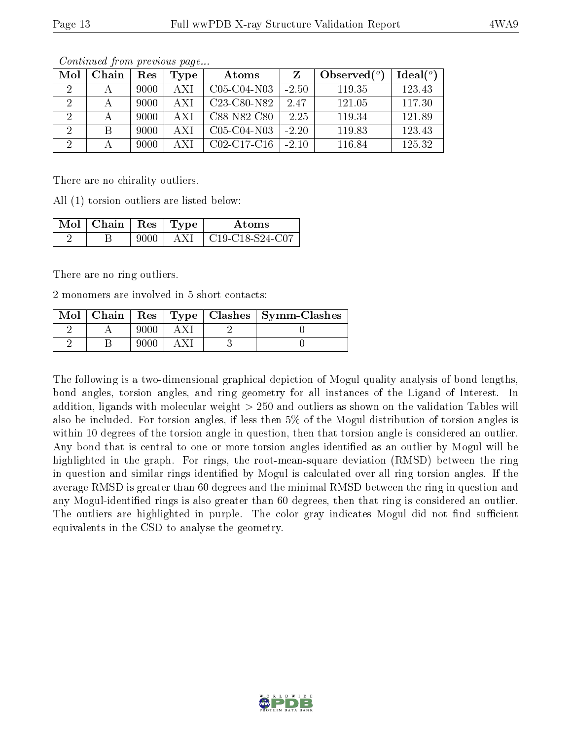*Continued from previous page...*

| Mol | Chain | Res | Type | Atoms | Z | Observed(°) | Ideal(°) |
|---|---|---|---|---|---|---|---|
| 2 | A | 9000 | AXI | C05-C04-N03 | -2.50 | 119.35 | 123.43 |
| 2 | A | 9000 | AXI | C23-C80-N82 | 2.47 | 121.05 | 117.30 |
| 2 | A | 9000 | AXI | C88-N82-C80 | -2.25 | 119.34 | 121.89 |
| 2 | B | 9000 | AXI | C05-C04-N03 | -2.20 | 119.83 | 123.43 |
| 2 | A | 9000 | AXI | C02-C17-C16 | -2.10 | 116.84 | 125.32 |

There are no chirality outliers.

All (1) torsion outliers are listed below:

| Mol | Chain | Res | Type | Atoms |
|---|---|---|---|---|
| 2 | B | 9000 | AXI | C19-C18-S24-C07 |

There are no ring outliers.

2 monomers are involved in 5 short contacts:

| Mol | Chain | Res | Type | Clashes | Symm-Clashes |
|---|---|---|---|---|---|
| 2 | A | 9000 | AXI | 2 | 0 |
| 2 | B | 9000 | AXI | 3 | 0 |

The following is a two-dimensional graphical depiction of Mogul quality analysis of bond lengths, bond angles, torsion angles, and ring geometry for all instances of the Ligand of Interest. In addition, ligands with molecular weight > 250 and outliers as shown on the validation Tables will also be included. For torsion angles, if less then 5% of the Mogul distribution of torsion angles is within 10 degrees of the torsion angle in question, then that torsion angle is considered an outlier. Any bond that is central to one or more torsion angles identified as an outlier by Mogul will be highlighted in the graph. For rings, the root-mean-square deviation (RMSD) between the ring in question and similar rings identified by Mogul is calculated over all ring torsion angles. If the average RMSD is greater than 60 degrees and the minimal RMSD between the ring in question and any Mogul-identified rings is also greater than 60 degrees, then that ring is considered an outlier. The outliers are highlighted in purple. The color gray indicates Mogul did not find sufficient equivalents in the CSD to analyse the geometry.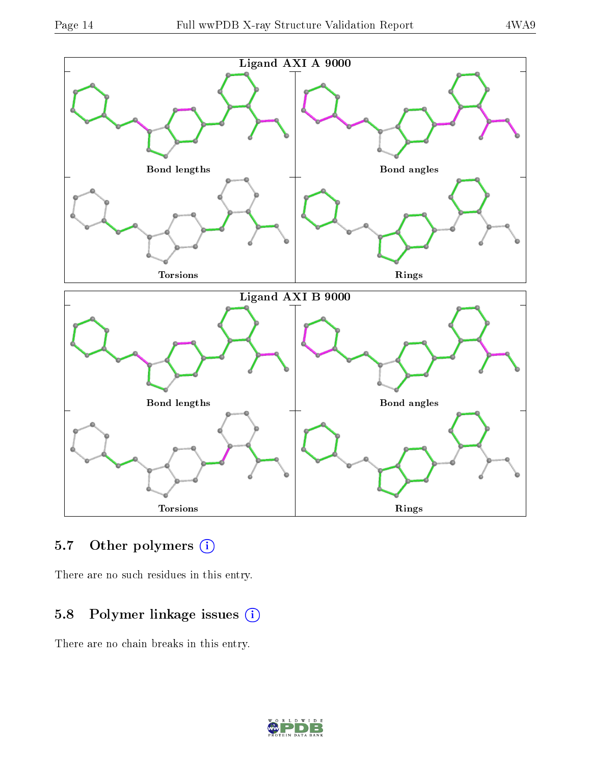Ligand AXI A 9000

Bond lengths

Bond angles

Torsions

Rings

Ligand AXI B 9000

Bond lengths

Bond angles

Torsions

Rings

### 5.7 Other polymers

There are no such residues in this entry.

### 5.8 Polymer linkage issues

There are no chain breaks in this entry.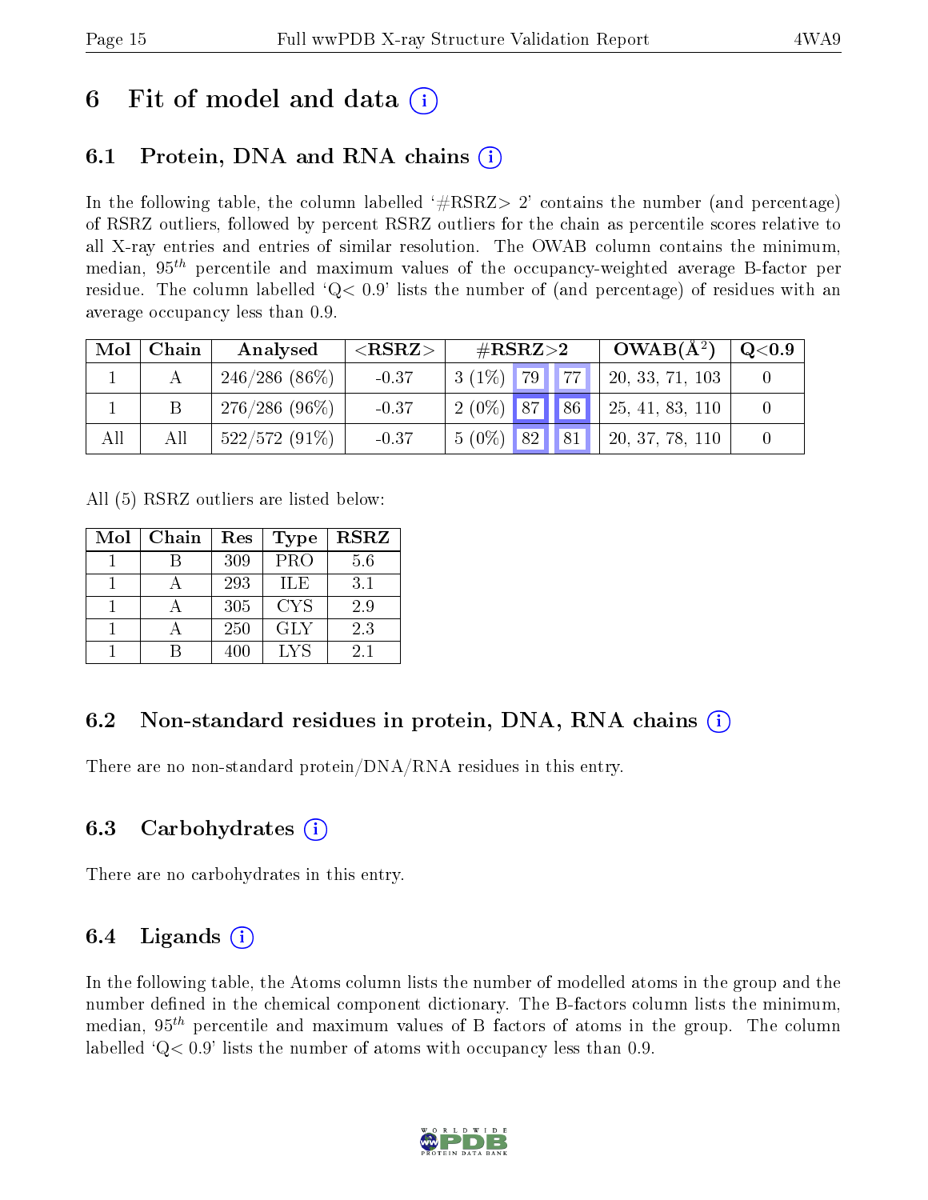# 6 Fit of model and data (i)

## 6.1 Protein, DNA and RNA chains (i)

In the following table, the column labelled '#RSRZ> 2' contains the number (and percentage) of RSRZ outliers, followed by percent RSRZ outliers for the chain as percentile scores relative to all X-ray entries and entries of similar resolution. The OWAB column contains the minimum, median, $95^{th}$ percentile and maximum values of the occupancy-weighted average B-factor per residue. The column labelled 'Q< 0.9' lists the number of (and percentage) of residues with an average occupancy less than 0.9.

| Mol | Chain | Analysed | <RSRZ> | #RSRZ>2 | | | OWAB(Å²) | Q<0.9 |
|---|---|---|---|---|---|---|---|---|
| 1 | A | 246/286 (86%) | -0.37 | 3 (1%) | 79 | 77 | 20, 33, 71, 103 | 0 |
| 1 | B | 276/286 (96%) | -0.37 | 2 (0%) | 87 | 86 | 25, 41, 83, 110 | 0 |
| All | All | 522/572 (91%) | -0.37 | 5 (0%) | 82 | 81 | 20, 37, 78, 110 | 0 |

All (5) RSRZ outliers are listed below:

| Mol | Chain | Res | Type | RSRZ |
|---|---|---|---|---|
| 1 | B | 309 | PRO | 5.6 |
| 1 | A | 293 | ILE | 3.1 |
| 1 | A | 305 | CYS | 2.9 |
| 1 | A | 250 | GLY | 2.3 |
| 1 | B | 400 | LYS | 2.1 |

## 6.2 Non-standard residues in protein, DNA, RNA chains (i)

There are no non-standard protein/DNA/RNA residues in this entry.

## 6.3 Carbohydrates (i)

There are no carbohydrates in this entry.

## 6.4 Ligands (i)

In the following table, the Atoms column lists the number of modelled atoms in the group and the number defined in the chemical component dictionary. The B-factors column lists the minimum, median, $95^{th}$ percentile and maximum values of B factors of atoms in the group. The column labelled 'Q< 0.9' lists the number of atoms with occupancy less than 0.9.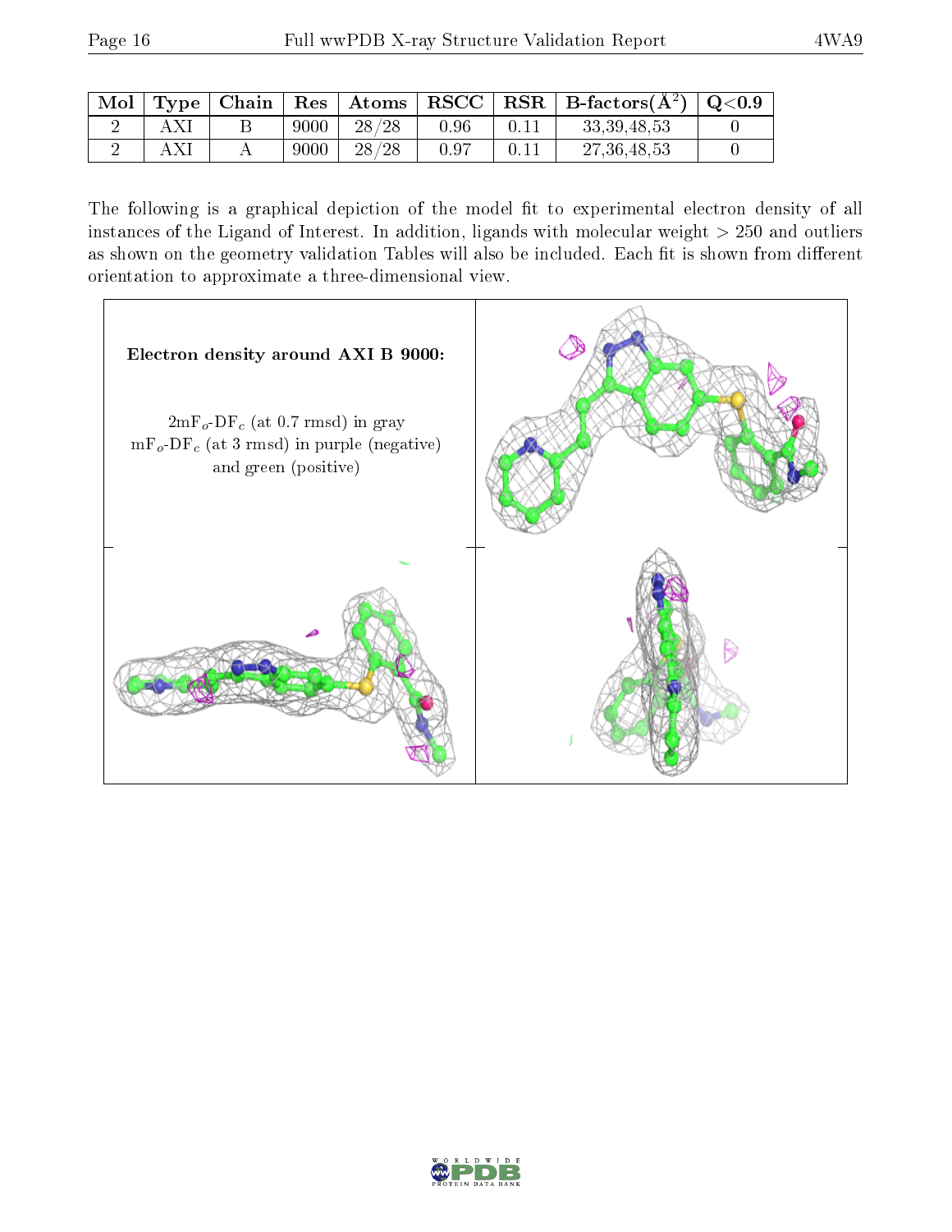| Mol | Type | Chain | Res | Atoms | RSCC | RSR | B-factors($Å^2$) | Q<0.9 |
|---|---|---|---|---|---|---|---|---|
| 2 | AXI | B | 9000 | 28/28 | 0.96 | 0.11 | 33,39,48,53 | 0 |
| 2 | AXI | A | 9000 | 28/28 | 0.97 | 0.11 | 27,36,48,53 | 0 |

The following is a graphical depiction of the model fit to experimental electron density of all instances of the Ligand of Interest. In addition, ligands with molecular weight > 250 and outliers as shown on the geometry validation Tables will also be included. Each fit is shown from different orientation to approximate a three-dimensional view.

**Electron density around AXI B 9000:**

$2mF_o$-$DF_c$ (at 0.7 rmsd) in gray
$mF_o$-$DF_c$ (at 3 rmsd) in purple (negative) and green (positive)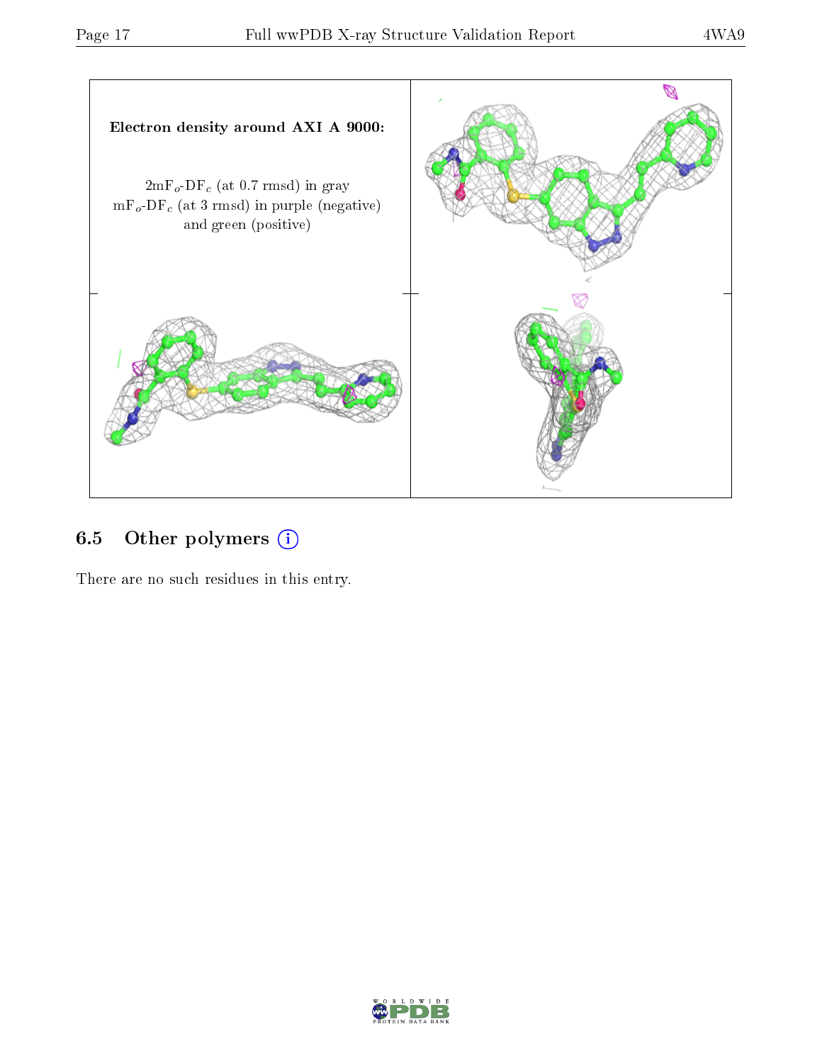**Electron density around AXI A 9000:**

$2mF_o$-$DF_c$ (at 0.7 rmsd) in gray
$mF_o$-$DF_c$ (at 3 rmsd) in purple (negative) and green (positive)

## 6.5 Other polymers

There are no such residues in this entry.